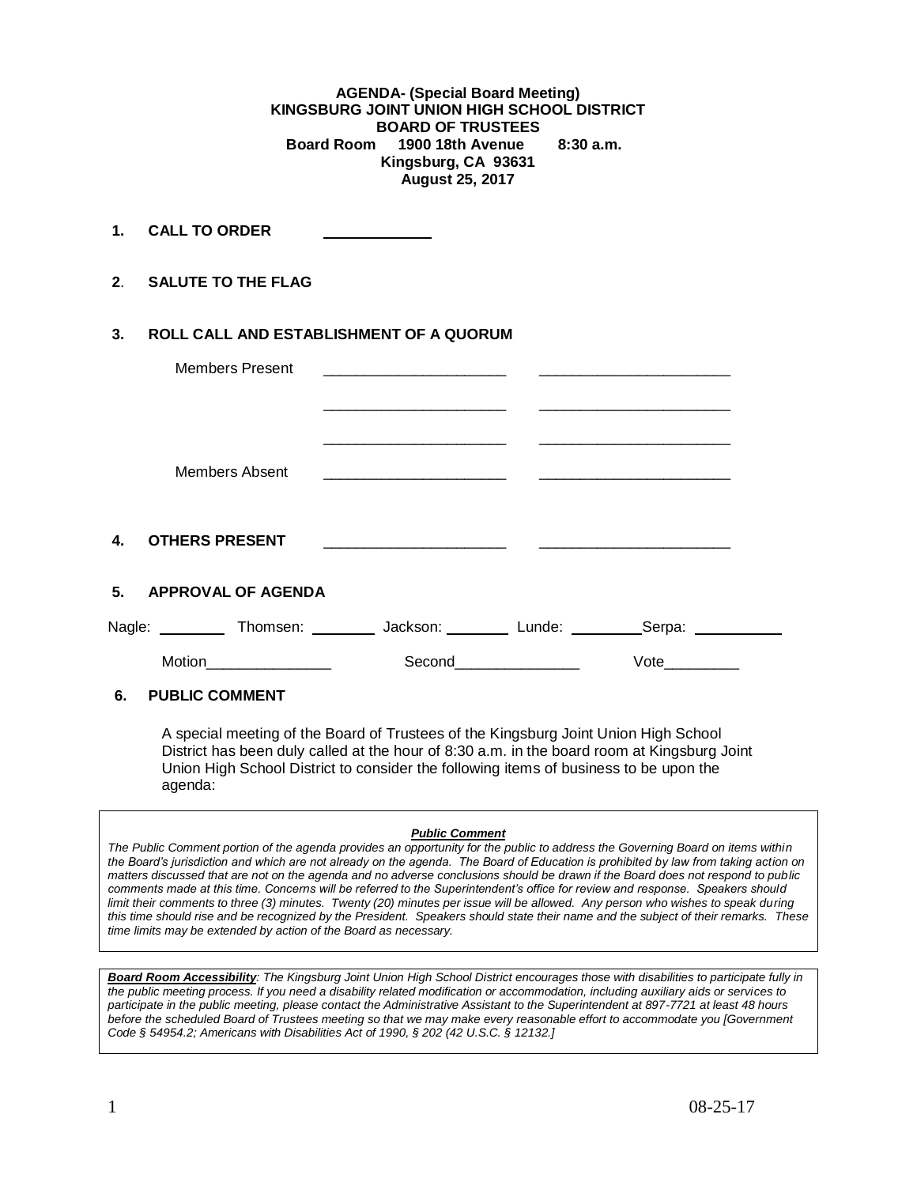**AGENDA- (Special Board Meeting)**
**KINGSBURG JOINT UNION HIGH SCHOOL DISTRICT**
**BOARD OF TRUSTEES**
**Board Room 1900 18th Avenue 8:30 a.m.**
**Kingsburg, CA 93631**
**August 25, 2017**

**1. CALL TO ORDER** ____________

**2. SALUTE TO THE FLAG**

**3. ROLL CALL AND ESTABLISHMENT OF A QUORUM**

Members Present ______________________ ______________________

______________________ ______________________

______________________ ______________________

Members Absent ______________________ ______________________

**4. OTHERS PRESENT** ______________________ ______________________

**5. APPROVAL OF AGENDA**

Nagle: ________ Thomsen: ________ Jackson: ________ Lunde: ________ Serpa: ________

Motion_______________ Second_______________ Vote_________

**6. PUBLIC COMMENT**

A special meeting of the Board of Trustees of the Kingsburg Joint Union High School District has been duly called at the hour of 8:30 a.m. in the board room at Kingsburg Joint Union High School District to consider the following items of business to be upon the agenda:

***Public Comment***

*The Public Comment portion of the agenda provides an opportunity for the public to address the Governing Board on items within the Board's jurisdiction and which are not already on the agenda. The Board of Education is prohibited by law from taking action on matters discussed that are not on the agenda and no adverse conclusions should be drawn if the Board does not respond to public comments made at this time. Concerns will be referred to the Superintendent's office for review and response. Speakers should limit their comments to three (3) minutes. Twenty (20) minutes per issue will be allowed. Any person who wishes to speak during this time should rise and be recognized by the President. Speakers should state their name and the subject of their remarks. These time limits may be extended by action of the Board as necessary.*

***Board Room Accessibility****: The Kingsburg Joint Union High School District encourages those with disabilities to participate fully in the public meeting process. If you need a disability related modification or accommodation, including auxiliary aids or services to participate in the public meeting, please contact the Administrative Assistant to the Superintendent at 897-7721 at least 48 hours before the scheduled Board of Trustees meeting so that we may make every reasonable effort to accommodate you [Government Code § 54954.2; Americans with Disabilities Act of 1990, § 202 (42 U.S.C. § 12132.]*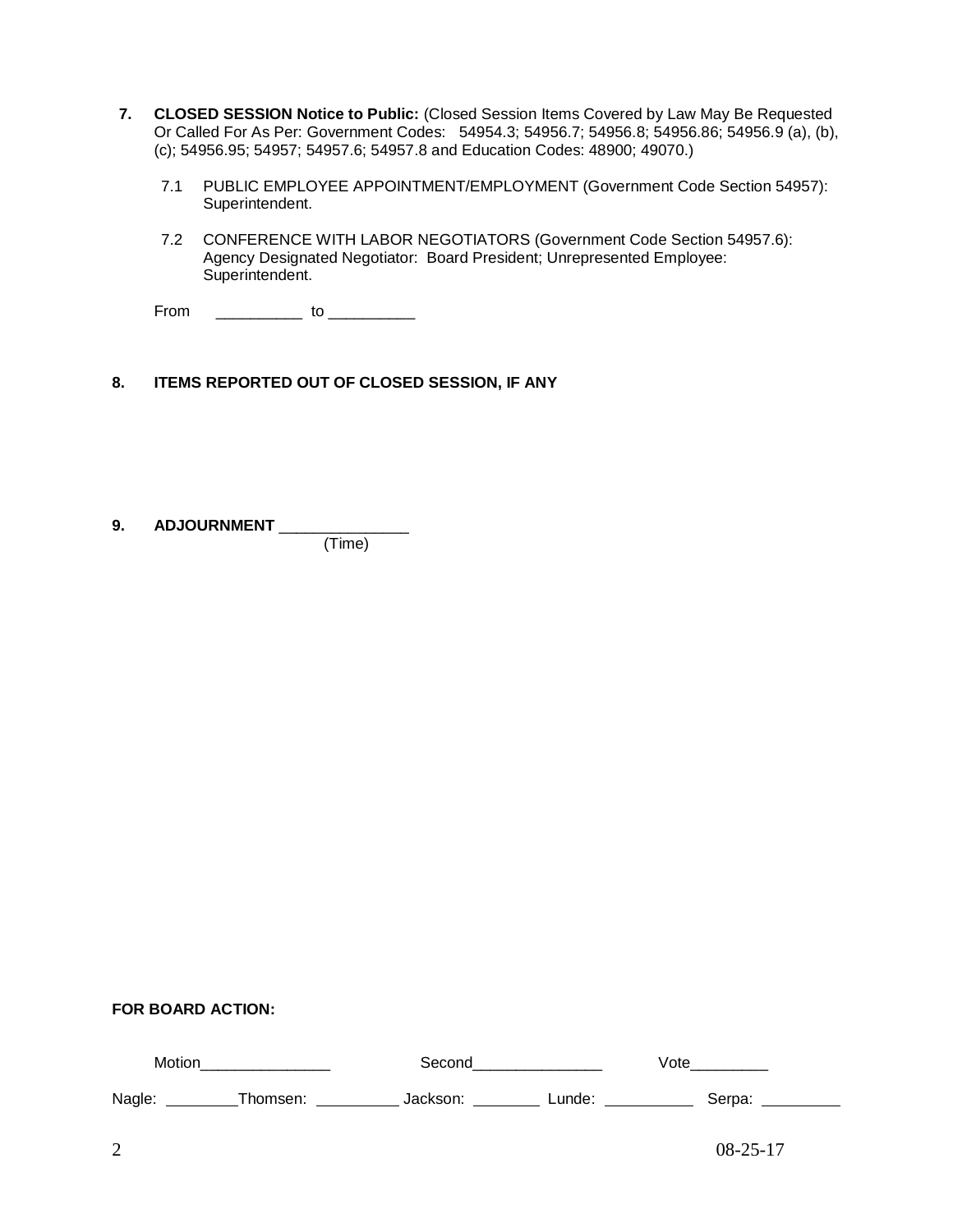**7. CLOSED SESSION Notice to Public:** (Closed Session Items Covered by Law May Be Requested Or Called For As Per: Government Codes: 54954.3; 54956.7; 54956.8; 54956.86; 54956.9 (a), (b), (c); 54956.95; 54957; 54957.6; 54957.8 and Education Codes: 48900; 49070.)

7.1 PUBLIC EMPLOYEE APPOINTMENT/EMPLOYMENT (Government Code Section 54957): Superintendent.

7.2 CONFERENCE WITH LABOR NEGOTIATORS (Government Code Section 54957.6): Agency Designated Negotiator: Board President; Unrepresented Employee: Superintendent.

From __________ to __________

**8. ITEMS REPORTED OUT OF CLOSED SESSION, IF ANY**

**9. ADJOURNMENT** ______________
(Time)

**FOR BOARD ACTION:**

Motion_______________ Second_______________ Vote_________

Nagle: ________ Thomsen: _________ Jackson: ________ Lunde: __________ Serpa: _________

08-25-17